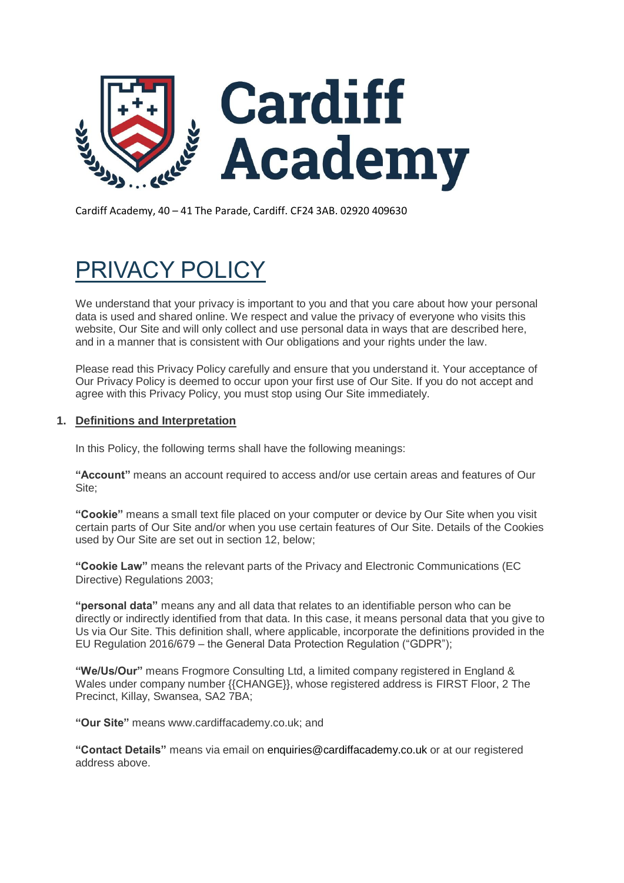Cardiff Academy

Cardiff Academy, 40 – 41 The Parade, Cardiff. CF24 3AB. 02920 409630

# PRIVACY POLICY

We understand that your privacy is important to you and that you care about how your personal data is used and shared online. We respect and value the privacy of everyone who visits this website, Our Site and will only collect and use personal data in ways that are described here, and in a manner that is consistent with Our obligations and your rights under the law.

Please read this Privacy Policy carefully and ensure that you understand it. Your acceptance of Our Privacy Policy is deemed to occur upon your first use of Our Site. If you do not accept and agree with this Privacy Policy, you must stop using Our Site immediately.

## 1. Definitions and Interpretation

In this Policy, the following terms shall have the following meanings:

**"Account"** means an account required to access and/or use certain areas and features of Our Site;

**"Cookie"** means a small text file placed on your computer or device by Our Site when you visit certain parts of Our Site and/or when you use certain features of Our Site. Details of the Cookies used by Our Site are set out in section 12, below;

**"Cookie Law"** means the relevant parts of the Privacy and Electronic Communications (EC Directive) Regulations 2003;

**"personal data"** means any and all data that relates to an identifiable person who can be directly or indirectly identified from that data. In this case, it means personal data that you give to Us via Our Site. This definition shall, where applicable, incorporate the definitions provided in the EU Regulation 2016/679 – the General Data Protection Regulation ("GDPR");

**"We/Us/Our"** means Frogmore Consulting Ltd, a limited company registered in England & Wales under company number {{CHANGE}}, whose registered address is FIRST Floor, 2 The Precinct, Killay, Swansea, SA2 7BA;

**"Our Site"** means www.cardiffacademy.co.uk; and

**"Contact Details"** means via email on enquiries@cardiffacademy.co.uk or at our registered address above.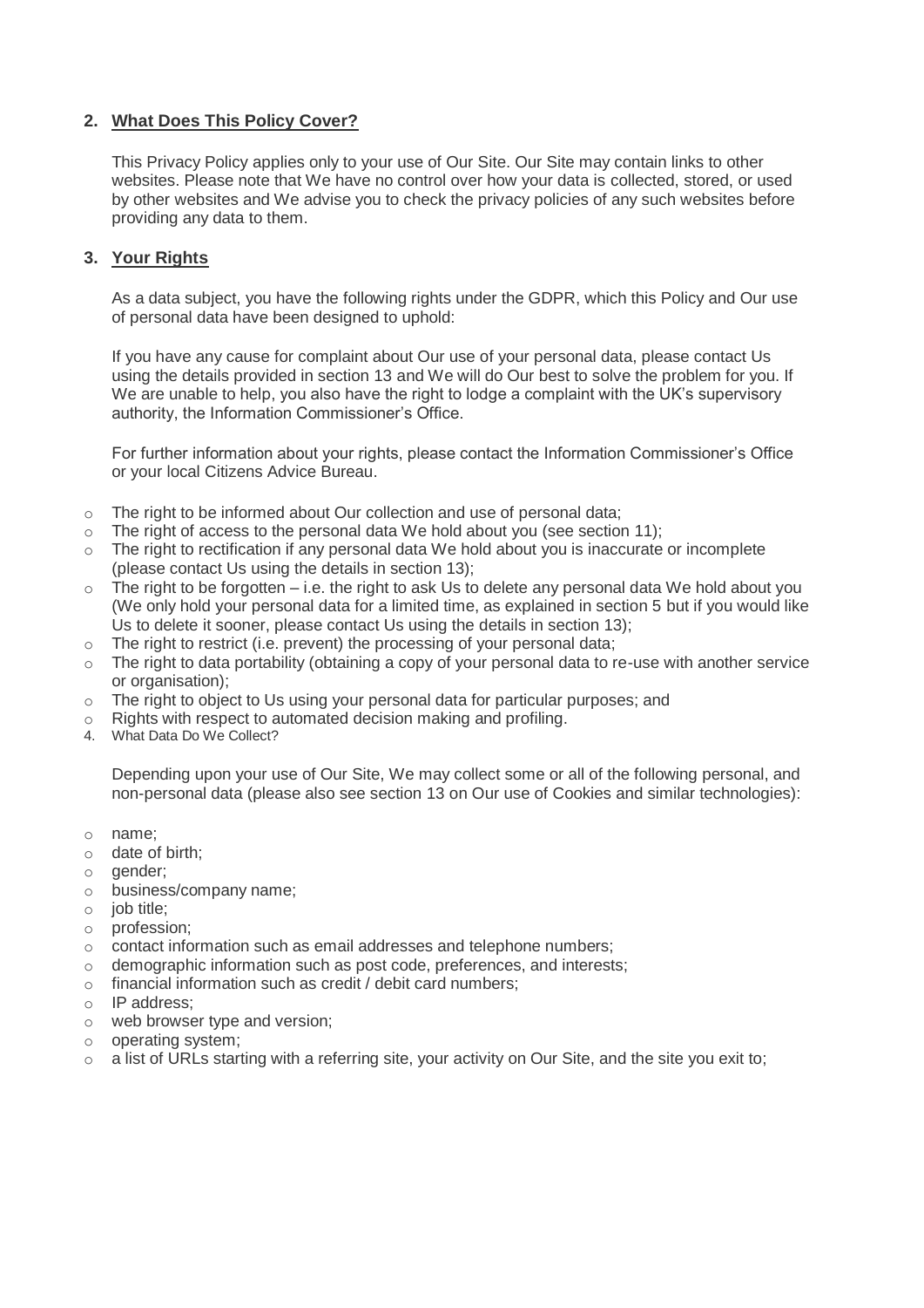## 2. **What Does This Policy Cover?**

This Privacy Policy applies only to your use of Our Site. Our Site may contain links to other websites. Please note that We have no control over how your data is collected, stored, or used by other websites and We advise you to check the privacy policies of any such websites before providing any data to them.

## 3. **Your Rights**

As a data subject, you have the following rights under the GDPR, which this Policy and Our use of personal data have been designed to uphold:

If you have any cause for complaint about Our use of your personal data, please contact Us using the details provided in section 13 and We will do Our best to solve the problem for you. If We are unable to help, you also have the right to lodge a complaint with the UK's supervisory authority, the Information Commissioner's Office.

For further information about your rights, please contact the Information Commissioner's Office or your local Citizens Advice Bureau.

- The right to be informed about Our collection and use of personal data;
- The right of access to the personal data We hold about you (see section 11);
- The right to rectification if any personal data We hold about you is inaccurate or incomplete (please contact Us using the details in section 13);
- The right to be forgotten – i.e. the right to ask Us to delete any personal data We hold about you (We only hold your personal data for a limited time, as explained in section 5 but if you would like Us to delete it sooner, please contact Us using the details in section 13);
- The right to restrict (i.e. prevent) the processing of your personal data;
- The right to data portability (obtaining a copy of your personal data to re-use with another service or organisation);
- The right to object to Us using your personal data for particular purposes; and
- Rights with respect to automated decision making and profiling.

4. What Data Do We Collect?

Depending upon your use of Our Site, We may collect some or all of the following personal, and non-personal data (please also see section 13 on Our use of Cookies and similar technologies):

- name;
- date of birth;
- gender;
- business/company name;
- job title;
- profession;
- contact information such as email addresses and telephone numbers;
- demographic information such as post code, preferences, and interests;
- financial information such as credit / debit card numbers;
- IP address;
- web browser type and version;
- operating system;
- a list of URLs starting with a referring site, your activity on Our Site, and the site you exit to;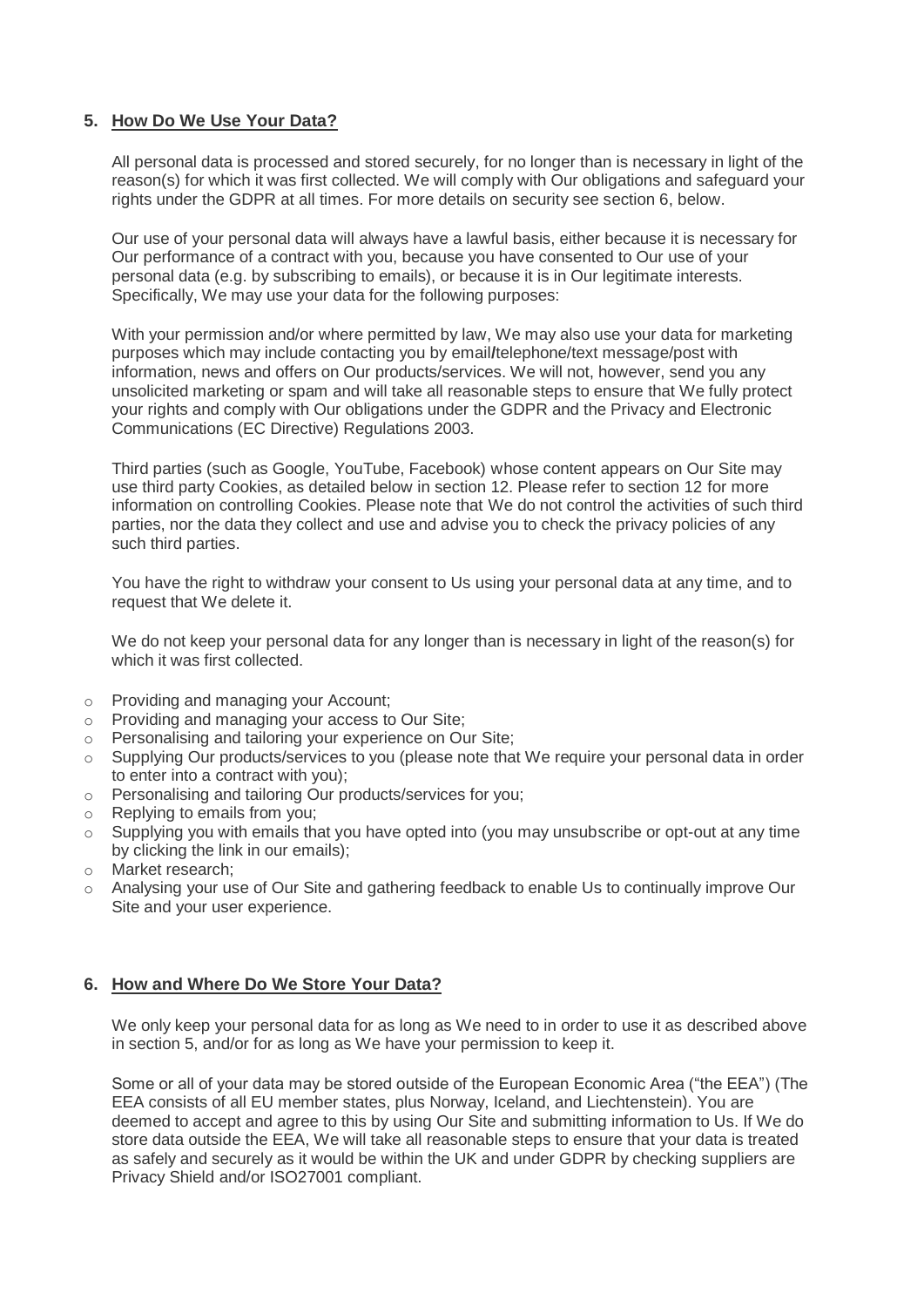## 5. How Do We Use Your Data?

All personal data is processed and stored securely, for no longer than is necessary in light of the reason(s) for which it was first collected. We will comply with Our obligations and safeguard your rights under the GDPR at all times. For more details on security see section 6, below.

Our use of your personal data will always have a lawful basis, either because it is necessary for Our performance of a contract with you, because you have consented to Our use of your personal data (e.g. by subscribing to emails), or because it is in Our legitimate interests. Specifically, We may use your data for the following purposes:

With your permission and/or where permitted by law, We may also use your data for marketing purposes which may include contacting you by email/telephone/text message/post with information, news and offers on Our products/services. We will not, however, send you any unsolicited marketing or spam and will take all reasonable steps to ensure that We fully protect your rights and comply with Our obligations under the GDPR and the Privacy and Electronic Communications (EC Directive) Regulations 2003.

Third parties (such as Google, YouTube, Facebook) whose content appears on Our Site may use third party Cookies, as detailed below in section 12. Please refer to section 12 for more information on controlling Cookies. Please note that We do not control the activities of such third parties, nor the data they collect and use and advise you to check the privacy policies of any such third parties.

You have the right to withdraw your consent to Us using your personal data at any time, and to request that We delete it.

We do not keep your personal data for any longer than is necessary in light of the reason(s) for which it was first collected.

- Providing and managing your Account;
- Providing and managing your access to Our Site;
- Personalising and tailoring your experience on Our Site;
- Supplying Our products/services to you (please note that We require your personal data in order to enter into a contract with you);
- Personalising and tailoring Our products/services for you;
- Replying to emails from you;
- Supplying you with emails that you have opted into (you may unsubscribe or opt-out at any time by clicking the link in our emails);
- Market research;
- Analysing your use of Our Site and gathering feedback to enable Us to continually improve Our Site and your user experience.

## 6. How and Where Do We Store Your Data?

We only keep your personal data for as long as We need to in order to use it as described above in section 5, and/or for as long as We have your permission to keep it.

Some or all of your data may be stored outside of the European Economic Area ("the EEA") (The EEA consists of all EU member states, plus Norway, Iceland, and Liechtenstein). You are deemed to accept and agree to this by using Our Site and submitting information to Us. If We do store data outside the EEA, We will take all reasonable steps to ensure that your data is treated as safely and securely as it would be within the UK and under GDPR by checking suppliers are Privacy Shield and/or ISO27001 compliant.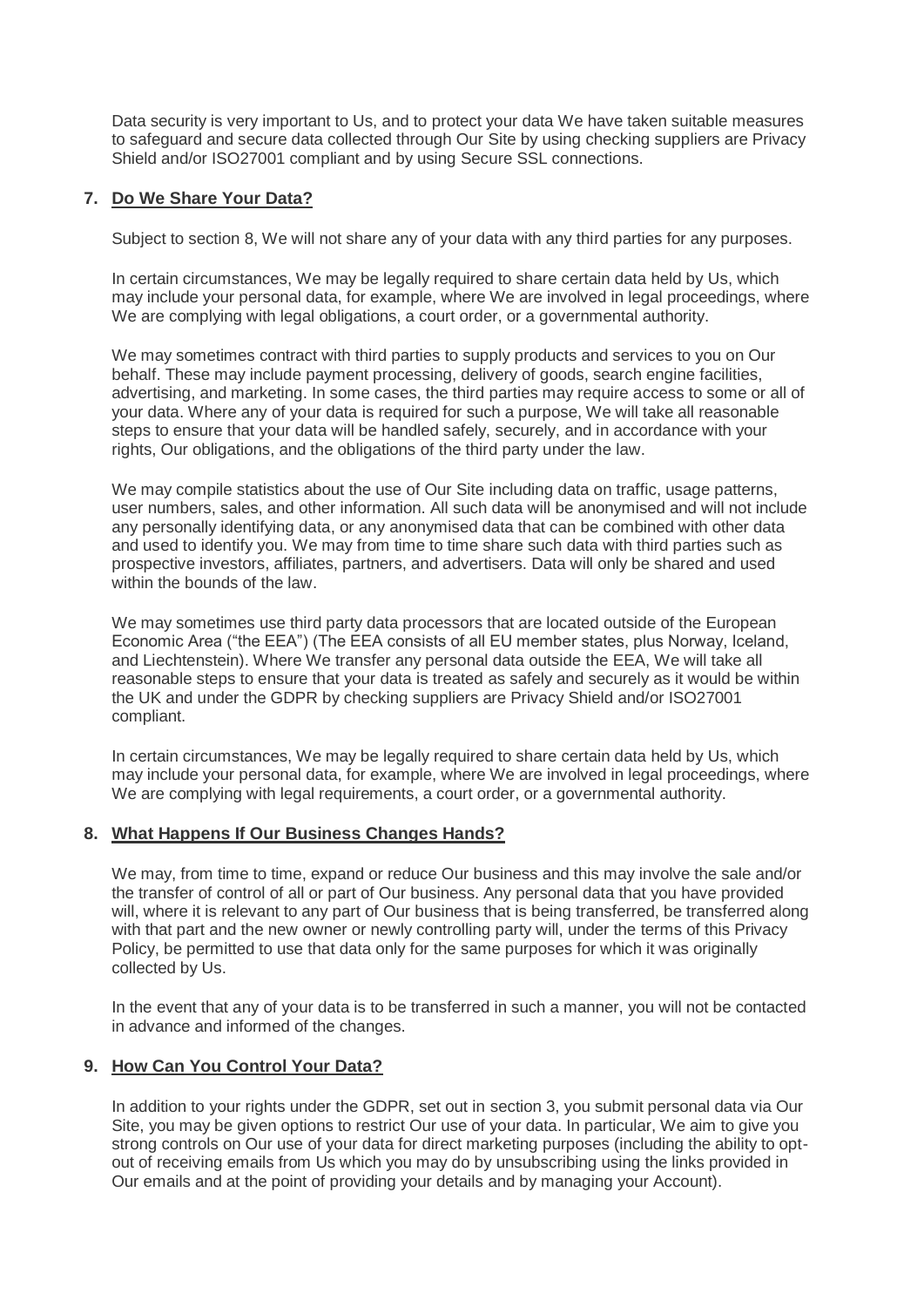Data security is very important to Us, and to protect your data We have taken suitable measures to safeguard and secure data collected through Our Site by using checking suppliers are Privacy Shield and/or ISO27001 compliant and by using Secure SSL connections.

## 7. Do We Share Your Data?

Subject to section 8, We will not share any of your data with any third parties for any purposes.

In certain circumstances, We may be legally required to share certain data held by Us, which may include your personal data, for example, where We are involved in legal proceedings, where We are complying with legal obligations, a court order, or a governmental authority.

We may sometimes contract with third parties to supply products and services to you on Our behalf. These may include payment processing, delivery of goods, search engine facilities, advertising, and marketing. In some cases, the third parties may require access to some or all of your data. Where any of your data is required for such a purpose, We will take all reasonable steps to ensure that your data will be handled safely, securely, and in accordance with your rights, Our obligations, and the obligations of the third party under the law.

We may compile statistics about the use of Our Site including data on traffic, usage patterns, user numbers, sales, and other information. All such data will be anonymised and will not include any personally identifying data, or any anonymised data that can be combined with other data and used to identify you. We may from time to time share such data with third parties such as prospective investors, affiliates, partners, and advertisers. Data will only be shared and used within the bounds of the law.

We may sometimes use third party data processors that are located outside of the European Economic Area ("the EEA") (The EEA consists of all EU member states, plus Norway, Iceland, and Liechtenstein). Where We transfer any personal data outside the EEA, We will take all reasonable steps to ensure that your data is treated as safely and securely as it would be within the UK and under the GDPR by checking suppliers are Privacy Shield and/or ISO27001 compliant.

In certain circumstances, We may be legally required to share certain data held by Us, which may include your personal data, for example, where We are involved in legal proceedings, where We are complying with legal requirements, a court order, or a governmental authority.

## 8. What Happens If Our Business Changes Hands?

We may, from time to time, expand or reduce Our business and this may involve the sale and/or the transfer of control of all or part of Our business. Any personal data that you have provided will, where it is relevant to any part of Our business that is being transferred, be transferred along with that part and the new owner or newly controlling party will, under the terms of this Privacy Policy, be permitted to use that data only for the same purposes for which it was originally collected by Us.

In the event that any of your data is to be transferred in such a manner, you will not be contacted in advance and informed of the changes.

## 9. How Can You Control Your Data?

In addition to your rights under the GDPR, set out in section 3, you submit personal data via Our Site, you may be given options to restrict Our use of your data. In particular, We aim to give you strong controls on Our use of your data for direct marketing purposes (including the ability to opt-out of receiving emails from Us which you may do by unsubscribing using the links provided in Our emails and at the point of providing your details and by managing your Account).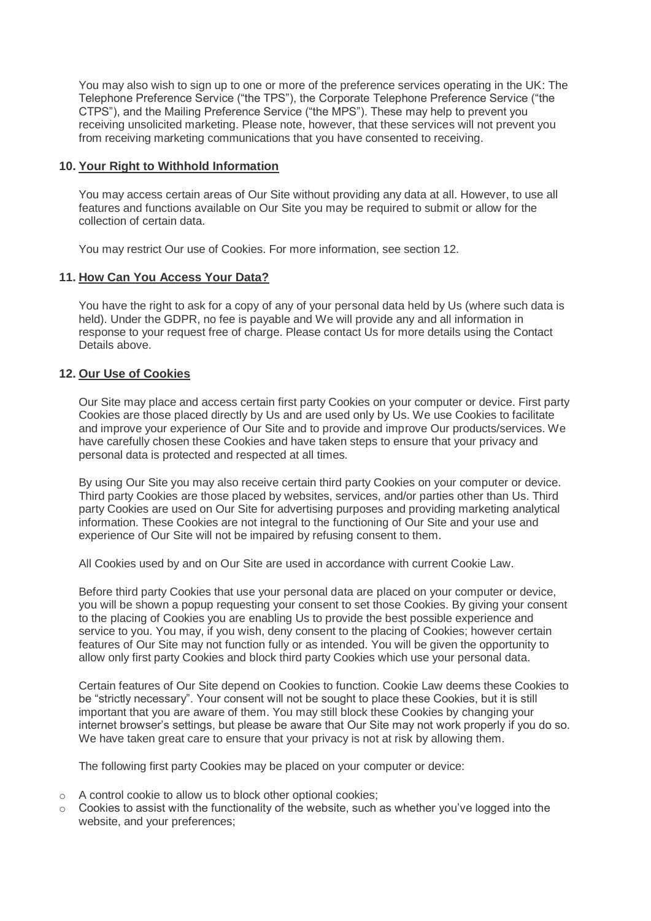You may also wish to sign up to one or more of the preference services operating in the UK: The Telephone Preference Service ("the TPS"), the Corporate Telephone Preference Service ("the CTPS"), and the Mailing Preference Service ("the MPS"). These may help to prevent you receiving unsolicited marketing. Please note, however, that these services will not prevent you from receiving marketing communications that you have consented to receiving.

## 10. Your Right to Withhold Information

You may access certain areas of Our Site without providing any data at all. However, to use all features and functions available on Our Site you may be required to submit or allow for the collection of certain data.

You may restrict Our use of Cookies. For more information, see section 12.

## 11. How Can You Access Your Data?

You have the right to ask for a copy of any of your personal data held by Us (where such data is held). Under the GDPR, no fee is payable and We will provide any and all information in response to your request free of charge. Please contact Us for more details using the Contact Details above.

## 12. Our Use of Cookies

Our Site may place and access certain first party Cookies on your computer or device. First party Cookies are those placed directly by Us and are used only by Us. We use Cookies to facilitate and improve your experience of Our Site and to provide and improve Our products/services. We have carefully chosen these Cookies and have taken steps to ensure that your privacy and personal data is protected and respected at all times.

By using Our Site you may also receive certain third party Cookies on your computer or device. Third party Cookies are those placed by websites, services, and/or parties other than Us. Third party Cookies are used on Our Site for advertising purposes and providing marketing analytical information. These Cookies are not integral to the functioning of Our Site and your use and experience of Our Site will not be impaired by refusing consent to them.

All Cookies used by and on Our Site are used in accordance with current Cookie Law.

Before third party Cookies that use your personal data are placed on your computer or device, you will be shown a popup requesting your consent to set those Cookies. By giving your consent to the placing of Cookies you are enabling Us to provide the best possible experience and service to you. You may, if you wish, deny consent to the placing of Cookies; however certain features of Our Site may not function fully or as intended. You will be given the opportunity to allow only first party Cookies and block third party Cookies which use your personal data.

Certain features of Our Site depend on Cookies to function. Cookie Law deems these Cookies to be "strictly necessary". Your consent will not be sought to place these Cookies, but it is still important that you are aware of them. You may still block these Cookies by changing your internet browser's settings, but please be aware that Our Site may not work properly if you do so. We have taken great care to ensure that your privacy is not at risk by allowing them.

The following first party Cookies may be placed on your computer or device:

- A control cookie to allow us to block other optional cookies;
- Cookies to assist with the functionality of the website, such as whether you've logged into the website, and your preferences;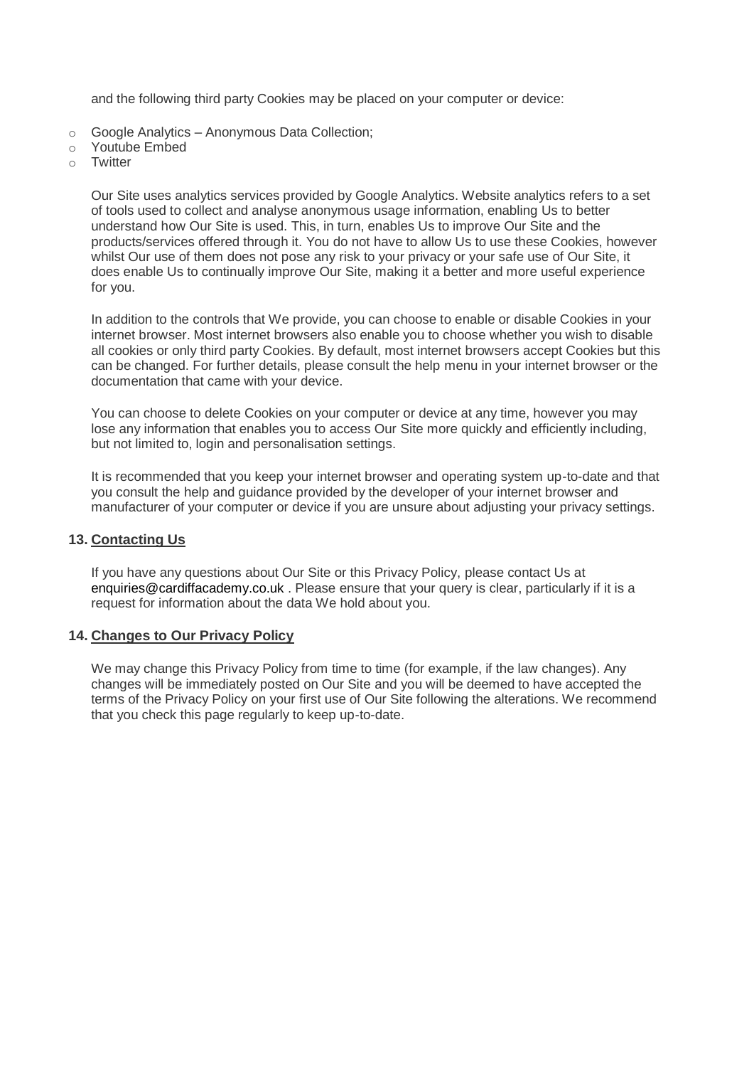and the following third party Cookies may be placed on your computer or device:

- Google Analytics – Anonymous Data Collection;
- Youtube Embed
- Twitter

Our Site uses analytics services provided by Google Analytics. Website analytics refers to a set of tools used to collect and analyse anonymous usage information, enabling Us to better understand how Our Site is used. This, in turn, enables Us to improve Our Site and the products/services offered through it. You do not have to allow Us to use these Cookies, however whilst Our use of them does not pose any risk to your privacy or your safe use of Our Site, it does enable Us to continually improve Our Site, making it a better and more useful experience for you.

In addition to the controls that We provide, you can choose to enable or disable Cookies in your internet browser. Most internet browsers also enable you to choose whether you wish to disable all cookies or only third party Cookies. By default, most internet browsers accept Cookies but this can be changed. For further details, please consult the help menu in your internet browser or the documentation that came with your device.

You can choose to delete Cookies on your computer or device at any time, however you may lose any information that enables you to access Our Site more quickly and efficiently including, but not limited to, login and personalisation settings.

It is recommended that you keep your internet browser and operating system up-to-date and that you consult the help and guidance provided by the developer of your internet browser and manufacturer of your computer or device if you are unsure about adjusting your privacy settings.

## 13. Contacting Us

If you have any questions about Our Site or this Privacy Policy, please contact Us at enquiries@cardiffacademy.co.uk . Please ensure that your query is clear, particularly if it is a request for information about the data We hold about you.

## 14. Changes to Our Privacy Policy

We may change this Privacy Policy from time to time (for example, if the law changes). Any changes will be immediately posted on Our Site and you will be deemed to have accepted the terms of the Privacy Policy on your first use of Our Site following the alterations. We recommend that you check this page regularly to keep up-to-date.